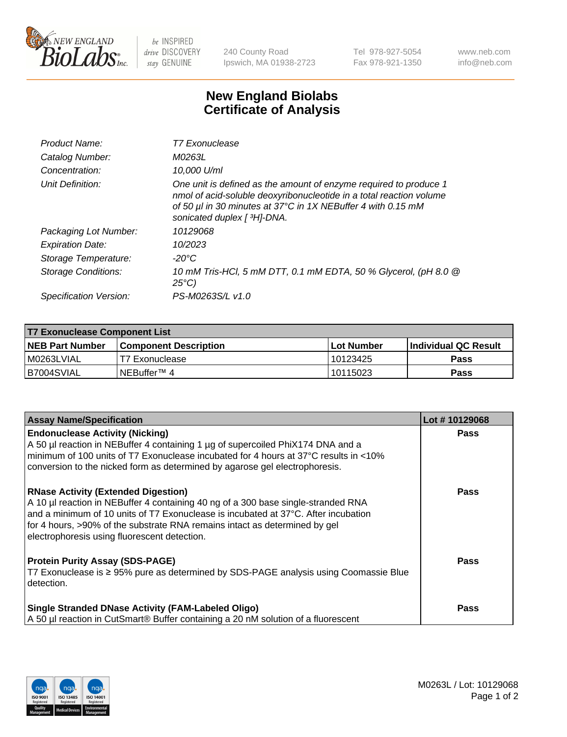# New England Biolabs Certificate of Analysis

| | |
|---|---|
| *Product Name:* | *T7 Exonuclease* |
| *Catalog Number:* | *M0263L* |
| *Concentration:* | *10,000 U/ml* |
| *Unit Definition:* | *One unit is defined as the amount of enzyme required to produce 1 nmol of acid-soluble deoxyribonucleotide in a total reaction volume of 50 µl in 30 minutes at 37°C in 1X NEBuffer 4 with 0.15 mM sonicated duplex [ $^3$H]-DNA.* |
| *Packaging Lot Number:* | *10129068* |
| *Expiration Date:* | *10/2023* |
| *Storage Temperature:* | *-20°C* |
| *Storage Conditions:* | *10 mM Tris-HCl, 5 mM DTT, 0.1 mM EDTA, 50 % Glycerol, (pH 8.0 @ 25°C)* |
| *Specification Version:* | *PS-M0263S/L v1.0* |

| **T7 Exonuclease Component List** | | | |
|---|---|---|---|
| **NEB Part Number** | **Component Description** | **Lot Number** | **Individual QC Result** |
| M0263LVIAL | T7 Exonuclease | 10123425 | **Pass** |
| B7004SVIAL | NEBuffer™ 4 | 10115023 | **Pass** |

| **Assay Name/Specification** | **Lot # 10129068** |
|---|---|
| **Endonuclease Activity (Nicking)**<br>A 50 µl reaction in NEBuffer 4 containing 1 µg of supercoiled PhiX174 DNA and a minimum of 100 units of T7 Exonuclease incubated for 4 hours at 37°C results in <10% conversion to the nicked form as determined by agarose gel electrophoresis. | **Pass** |
| **RNase Activity (Extended Digestion)**<br>A 10 µl reaction in NEBuffer 4 containing 40 ng of a 300 base single-stranded RNA and a minimum of 10 units of T7 Exonuclease is incubated at 37°C. After incubation for 4 hours, >90% of the substrate RNA remains intact as determined by gel electrophoresis using fluorescent detection. | **Pass** |
| **Protein Purity Assay (SDS-PAGE)**<br>T7 Exonuclease is ≥ 95% pure as determined by SDS-PAGE analysis using Coomassie Blue detection. | **Pass** |
| **Single Stranded DNase Activity (FAM-Labeled Oligo)**<br>A 50 µl reaction in CutSmart® Buffer containing a 20 nM solution of a fluorescent | **Pass** |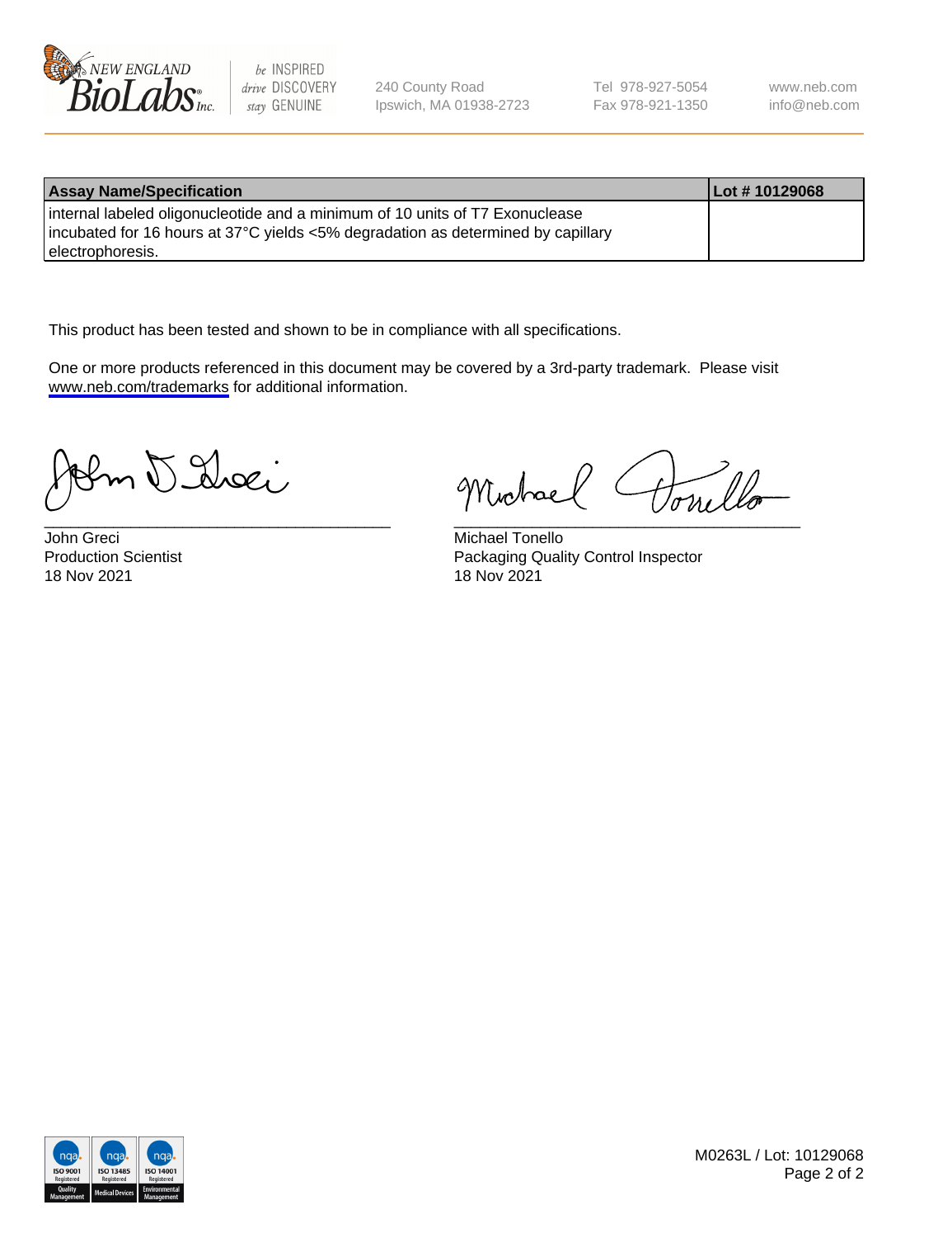| Assay Name/Specification | Lot # 10129068 |
|---|---|
| internal labeled oligonucleotide and a minimum of 10 units of T7 Exonuclease incubated for 16 hours at 37°C yields <5% degradation as determined by capillary electrophoresis. | |

This product has been tested and shown to be in compliance with all specifications.

One or more products referenced in this document may be covered by a 3rd-party trademark. Please visit www.neb.com/trademarks for additional information.

John Greci
Production Scientist
18 Nov 2021

Michael Tonello
Packaging Quality Control Inspector
18 Nov 2021

M0263L / Lot: 10129068